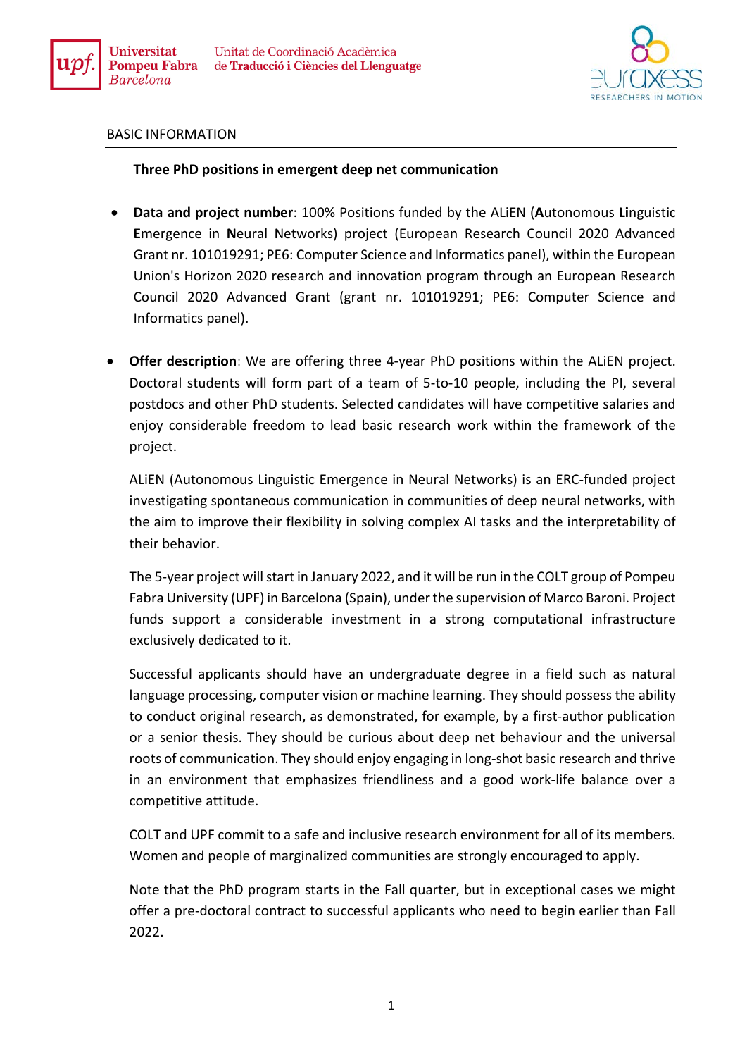BASIC INFORMATION

**Three PhD positions in emergent deep net communication**

- **Data and project number**: 100% Positions funded by the ALiEN (**A**utonomous **Li**nguistic **E**mergence in **N**eural Networks) project (European Research Council 2020 Advanced Grant nr. 101019291; PE6: Computer Science and Informatics panel), within the European Union's Horizon 2020 research and innovation program through an European Research Council 2020 Advanced Grant (grant nr. 101019291; PE6: Computer Science and Informatics panel).

- **Offer description**: We are offering three 4-year PhD positions within the ALiEN project. Doctoral students will form part of a team of 5-to-10 people, including the PI, several postdocs and other PhD students. Selected candidates will have competitive salaries and enjoy considerable freedom to lead basic research work within the framework of the project.

  ALiEN (Autonomous Linguistic Emergence in Neural Networks) is an ERC-funded project investigating spontaneous communication in communities of deep neural networks, with the aim to improve their flexibility in solving complex AI tasks and the interpretability of their behavior.

  The 5-year project will start in January 2022, and it will be run in the COLT group of Pompeu Fabra University (UPF) in Barcelona (Spain), under the supervision of Marco Baroni. Project funds support a considerable investment in a strong computational infrastructure exclusively dedicated to it.

  Successful applicants should have an undergraduate degree in a field such as natural language processing, computer vision or machine learning. They should possess the ability to conduct original research, as demonstrated, for example, by a first-author publication or a senior thesis. They should be curious about deep net behaviour and the universal roots of communication. They should enjoy engaging in long-shot basic research and thrive in an environment that emphasizes friendliness and a good work-life balance over a competitive attitude.

  COLT and UPF commit to a safe and inclusive research environment for all of its members. Women and people of marginalized communities are strongly encouraged to apply.

  Note that the PhD program starts in the Fall quarter, but in exceptional cases we might offer a pre-doctoral contract to successful applicants who need to begin earlier than Fall 2022.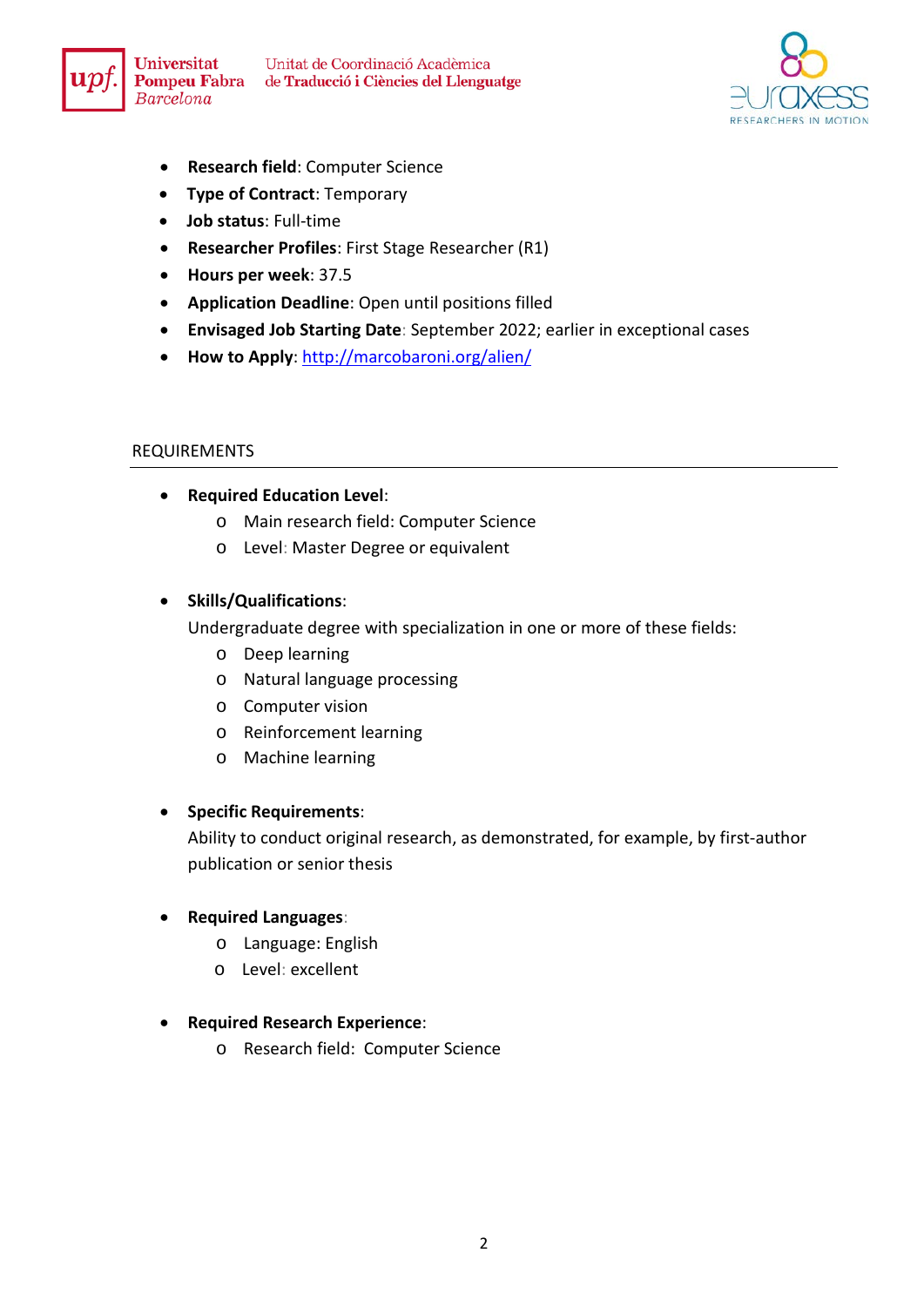- **Research field**: Computer Science
- **Type of Contract**: Temporary
- **Job status**: Full-time
- **Researcher Profiles**: First Stage Researcher (R1)
- **Hours per week**: 37.5
- **Application Deadline**: Open until positions filled
- **Envisaged Job Starting Date**: September 2022; earlier in exceptional cases
- **How to Apply**: http://marcobaroni.org/alien/

## REQUIREMENTS

- **Required Education Level**:
    - Main research field: Computer Science
    - Level: Master Degree or equivalent

- **Skills/Qualifications**:
  Undergraduate degree with specialization in one or more of these fields:
    - Deep learning
    - Natural language processing
    - Computer vision
    - Reinforcement learning
    - Machine learning

- **Specific Requirements**:
  Ability to conduct original research, as demonstrated, for example, by first-author publication or senior thesis

- **Required Languages**:
    - Language: English
    - Level: excellent

- **Required Research Experience**:
    - Research field: Computer Science